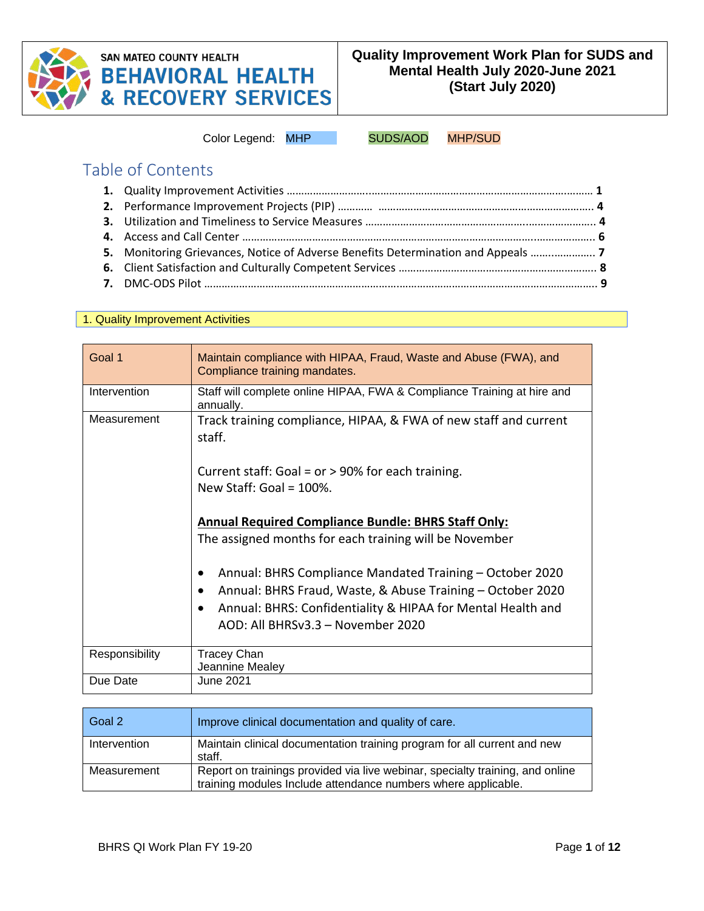SAN MATEO COUNTY HEALTH
**BEHAVIORAL HEALTH & RECOVERY SERVICES**

**Quality Improvement Work Plan for SUDS and Mental Health July 2020-June 2021 (Start July 2020)**

Color Legend: MHP SUDS/AOD MHP/SUD

## Table of Contents

1. Quality Improvement Activities ........................................ 1
2. Performance Improvement Projects (PIP) ........................................ 4
3. Utilization and Timeliness to Service Measures ........................................ 4
4. Access and Call Center ........................................ 6
5. Monitoring Grievances, Notice of Adverse Benefits Determination and Appeals ........................................ 7
6. Client Satisfaction and Culturally Competent Services ........................................ 8
7. DMC-ODS Pilot ........................................ 9

## 1. Quality Improvement Activities

| Goal 1 | Maintain compliance with HIPAA, Fraud, Waste and Abuse (FWA), and Compliance training mandates. |
|---|---|
| Intervention | Staff will complete online HIPAA, FWA & Compliance Training at hire and annually. |
| Measurement | Track training compliance, HIPAA, & FWA of new staff and current staff.<br><br>Current staff: Goal = or > 90% for each training.<br>New Staff: Goal = 100%.<br><br>**Annual Required Compliance Bundle: BHRS Staff Only:**<br>The assigned months for each training will be November<br><br>• Annual: BHRS Compliance Mandated Training – October 2020<br>• Annual: BHRS Fraud, Waste, & Abuse Training – October 2020<br>• Annual: BHRS: Confidentiality & HIPAA for Mental Health and AOD: All BHRSv3.3 – November 2020 |
| Responsibility | Tracey Chan<br>Jeannine Mealey |
| Due Date | June 2021 |

| Goal 2 | Improve clinical documentation and quality of care. |
|---|---|
| Intervention | Maintain clinical documentation training program for all current and new staff. |
| Measurement | Report on trainings provided via live webinar, specialty training, and online training modules Include attendance numbers where applicable. |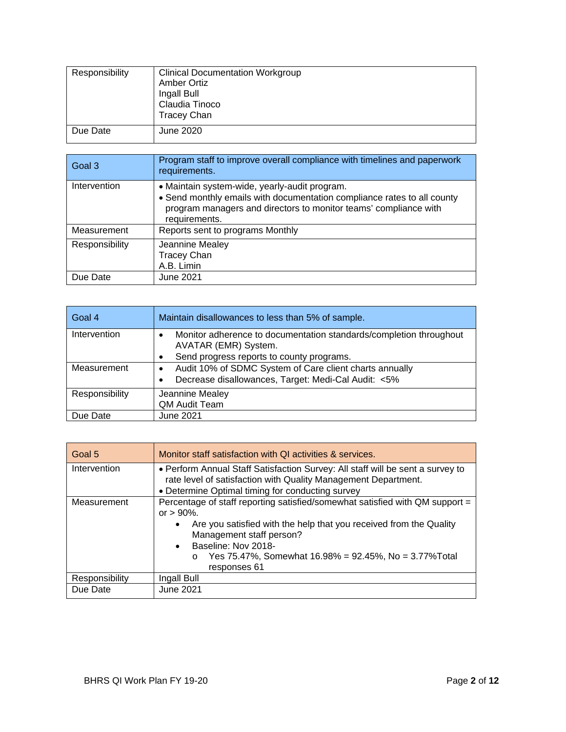| Responsibility | Clinical Documentation Workgroup<br>Amber Ortiz<br>Ingall Bull<br>Claudia Tinoco<br>Tracey Chan |
|---|---|
| Due Date | June 2020 |

| Goal 3 | Program staff to improve overall compliance with timelines and paperwork requirements. |
|---|---|
| Intervention | • Maintain system-wide, yearly-audit program.<br>• Send monthly emails with documentation compliance rates to all county program managers and directors to monitor teams' compliance with requirements. |
| Measurement | Reports sent to programs Monthly |
| Responsibility | Jeannine Mealey<br>Tracey Chan<br>A.B. Limin |
| Due Date | June 2021 |

| Goal 4 | Maintain disallowances to less than 5% of sample. |
|---|---|
| Intervention | • Monitor adherence to documentation standards/completion throughout AVATAR (EMR) System.<br>• Send progress reports to county programs. |
| Measurement | • Audit 10% of SDMC System of Care client charts annually<br>• Decrease disallowances, Target: Medi-Cal Audit: <5% |
| Responsibility | Jeannine Mealey<br>QM Audit Team |
| Due Date | June 2021 |

| Goal 5 | Monitor staff satisfaction with QI activities & services. |
|---|---|
| Intervention | • Perform Annual Staff Satisfaction Survey: All staff will be sent a survey to rate level of satisfaction with Quality Management Department.<br>• Determine Optimal timing for conducting survey |
| Measurement | Percentage of staff reporting satisfied/somewhat satisfied with QM support = or > 90%.<br>• Are you satisfied with the help that you received from the Quality Management staff person?<br>• Baseline: Nov 2018-<br>o Yes 75.47%, Somewhat 16.98% = 92.45%, No = 3.77%Total responses 61 |
| Responsibility | Ingall Bull |
| Due Date | June 2021 |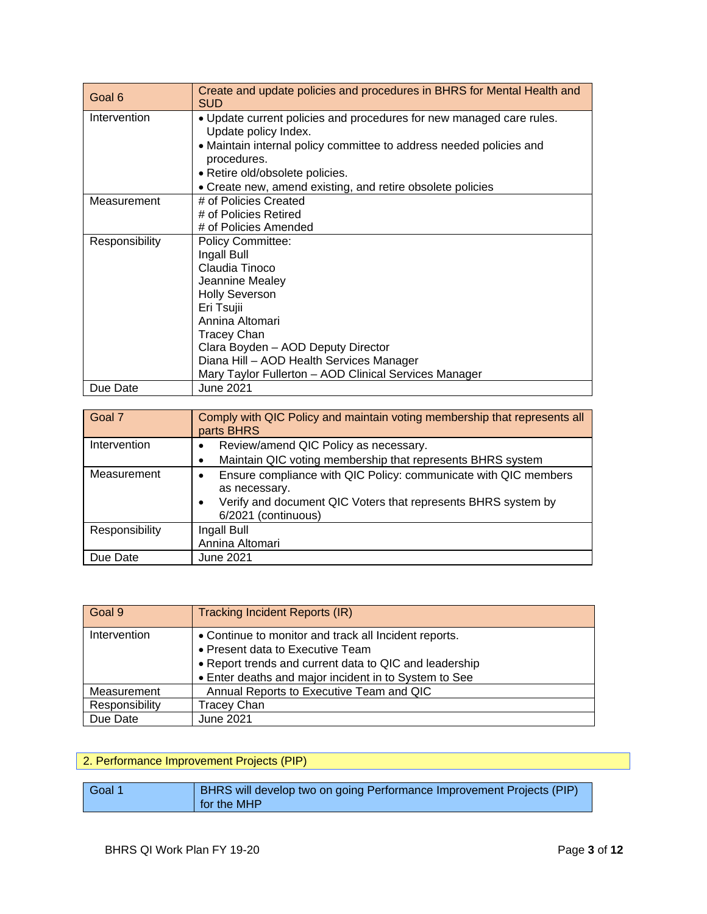| Goal 6 | Create and update policies and procedures in BHRS for Mental Health and SUD |
|---|---|
| Intervention | • Update current policies and procedures for new managed care rules. Update policy Index.<br>• Maintain internal policy committee to address needed policies and procedures.<br>• Retire old/obsolete policies.<br>• Create new, amend existing, and retire obsolete policies |
| Measurement | # of Policies Created<br># of Policies Retired<br># of Policies Amended |
| Responsibility | Policy Committee:<br>Ingall Bull<br>Claudia Tinoco<br>Jeannine Mealey<br>Holly Severson<br>Eri Tsujii<br>Annina Altomari<br>Tracey Chan<br>Clara Boyden – AOD Deputy Director<br>Diana Hill – AOD Health Services Manager<br>Mary Taylor Fullerton – AOD Clinical Services Manager |
| Due Date | June 2021 |

| Goal 7 | Comply with QIC Policy and maintain voting membership that represents all parts BHRS |
|---|---|
| Intervention | • Review/amend QIC Policy as necessary.<br>• Maintain QIC voting membership that represents BHRS system |
| Measurement | • Ensure compliance with QIC Policy: communicate with QIC members as necessary.<br>• Verify and document QIC Voters that represents BHRS system by 6/2021 (continuous) |
| Responsibility | Ingall Bull<br>Annina Altomari |
| Due Date | June 2021 |

| Goal 9 | Tracking Incident Reports (IR) |
|---|---|
| Intervention | • Continue to monitor and track all Incident reports.<br>• Present data to Executive Team<br>• Report trends and current data to QIC and leadership<br>• Enter deaths and major incident in to System to See |
| Measurement | Annual Reports to Executive Team and QIC |
| Responsibility | Tracey Chan |
| Due Date | June 2021 |

## 2. Performance Improvement Projects (PIP)

| Goal 1 | BHRS will develop two on going Performance Improvement Projects (PIP) for the MHP |
|---|---|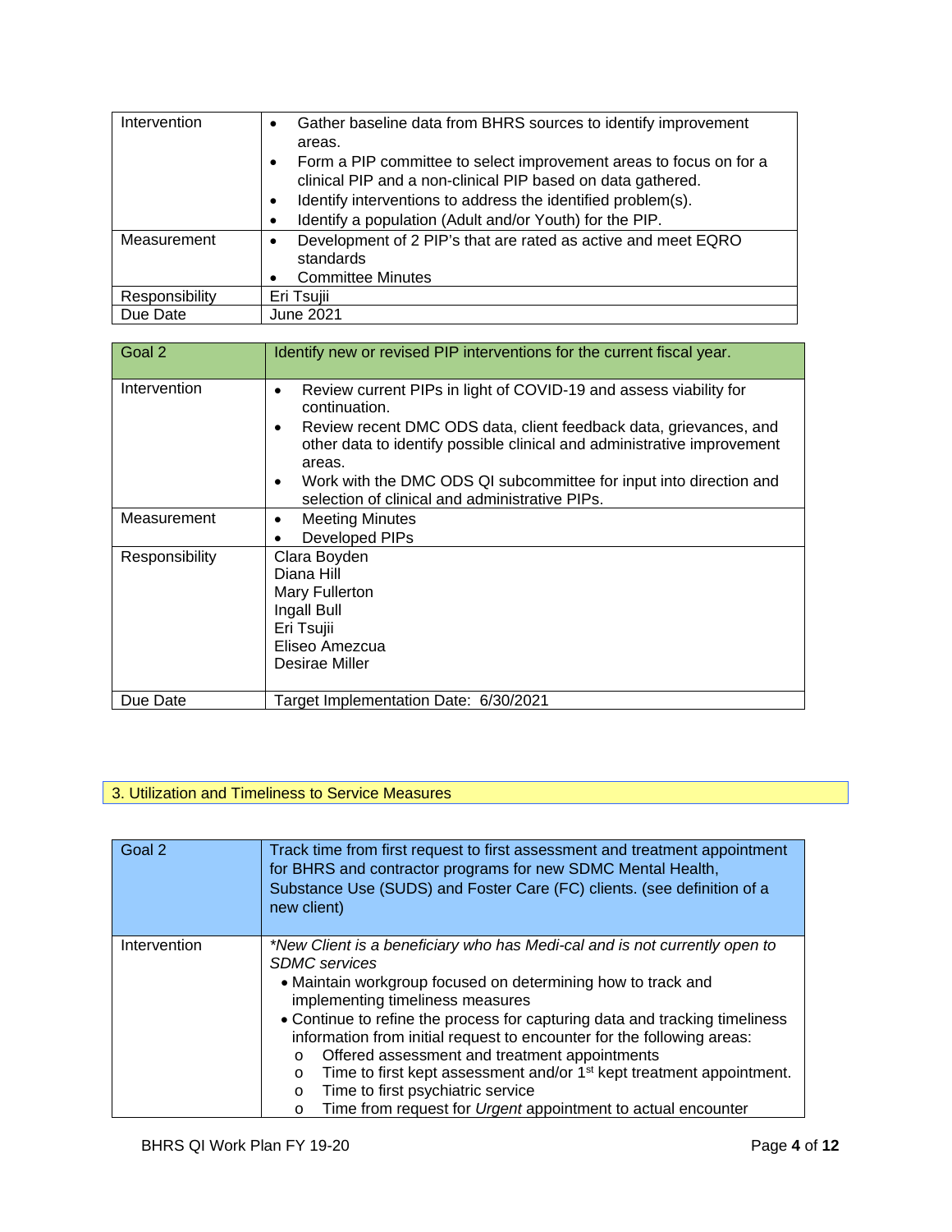| | |
|---|---|
| Intervention | • Gather baseline data from BHRS sources to identify improvement areas.<br>• Form a PIP committee to select improvement areas to focus on for a clinical PIP and a non-clinical PIP based on data gathered.<br>• Identify interventions to address the identified problem(s).<br>• Identify a population (Adult and/or Youth) for the PIP. |
| Measurement | • Development of 2 PIP's that are rated as active and meet EQRO standards<br>• Committee Minutes |
| Responsibility | Eri Tsujii |
| Due Date | June 2021 |

| Goal 2 | Identify new or revised PIP interventions for the current fiscal year. |
|---|---|
| Intervention | • Review current PIPs in light of COVID-19 and assess viability for continuation.<br>• Review recent DMC ODS data, client feedback data, grievances, and other data to identify possible clinical and administrative improvement areas.<br>• Work with the DMC ODS QI subcommittee for input into direction and selection of clinical and administrative PIPs. |
| Measurement | • Meeting Minutes<br>• Developed PIPs |
| Responsibility | Clara Boyden<br>Diana Hill<br>Mary Fullerton<br>Ingall Bull<br>Eri Tsujii<br>Eliseo Amezcua<br>Desirae Miller |
| Due Date | Target Implementation Date: 6/30/2021 |

## 3. Utilization and Timeliness to Service Measures

| Goal 2 | Track time from first request to first assessment and treatment appointment for BHRS and contractor programs for new SDMC Mental Health, Substance Use (SUDS) and Foster Care (FC) clients. (see definition of a new client) |
|---|---|
| Intervention | *\*New Client is a beneficiary who has Medi-cal and is not currently open to SDMC services*<br>• Maintain workgroup focused on determining how to track and implementing timeliness measures<br>• Continue to refine the process for capturing data and tracking timeliness information from initial request to encounter for the following areas:<br>o Offered assessment and treatment appointments<br>o Time to first kept assessment and/or 1st kept treatment appointment.<br>o Time to first psychiatric service<br>o Time from request for *Urgent* appointment to actual encounter |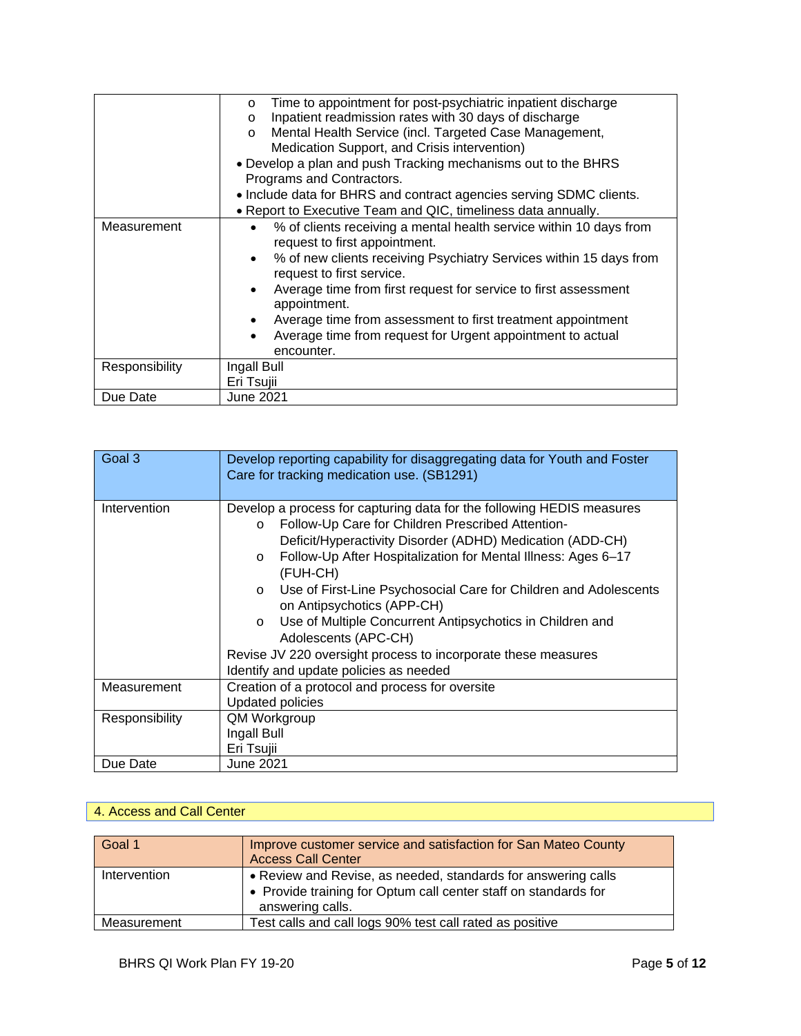| | |
|---|---|
| | o Time to appointment for post-psychiatric inpatient discharge<br>o Inpatient readmission rates with 30 days of discharge<br>o Mental Health Service (incl. Targeted Case Management, Medication Support, and Crisis intervention)<br>• Develop a plan and push Tracking mechanisms out to the BHRS Programs and Contractors.<br>• Include data for BHRS and contract agencies serving SDMC clients.<br>• Report to Executive Team and QIC, timeliness data annually. |
| Measurement | • % of clients receiving a mental health service within 10 days from request to first appointment.<br>• % of new clients receiving Psychiatry Services within 15 days from request to first service.<br>• Average time from first request for service to first assessment appointment.<br>• Average time from assessment to first treatment appointment<br>• Average time from request for Urgent appointment to actual encounter. |
| Responsibility | Ingall Bull<br>Eri Tsujii |
| Due Date | June 2021 |

| Goal 3 | Develop reporting capability for disaggregating data for Youth and Foster Care for tracking medication use. (SB1291) |
|---|---|
| Intervention | Develop a process for capturing data for the following HEDIS measures<br>o Follow-Up Care for Children Prescribed Attention-Deficit/Hyperactivity Disorder (ADHD) Medication (ADD-CH)<br>o Follow-Up After Hospitalization for Mental Illness: Ages 6–17 (FUH-CH)<br>o Use of First-Line Psychosocial Care for Children and Adolescents on Antipsychotics (APP-CH)<br>o Use of Multiple Concurrent Antipsychotics in Children and Adolescents (APC-CH)<br>Revise JV 220 oversight process to incorporate these measures<br>Identify and update policies as needed |
| Measurement | Creation of a protocol and process for oversite<br>Updated policies |
| Responsibility | QM Workgroup<br>Ingall Bull<br>Eri Tsujii |
| Due Date | June 2021 |

## 4. Access and Call Center

| Goal 1 | Improve customer service and satisfaction for San Mateo County Access Call Center |
|---|---|
| Intervention | • Review and Revise, as needed, standards for answering calls<br>• Provide training for Optum call center staff on standards for answering calls. |
| Measurement | Test calls and call logs 90% test call rated as positive |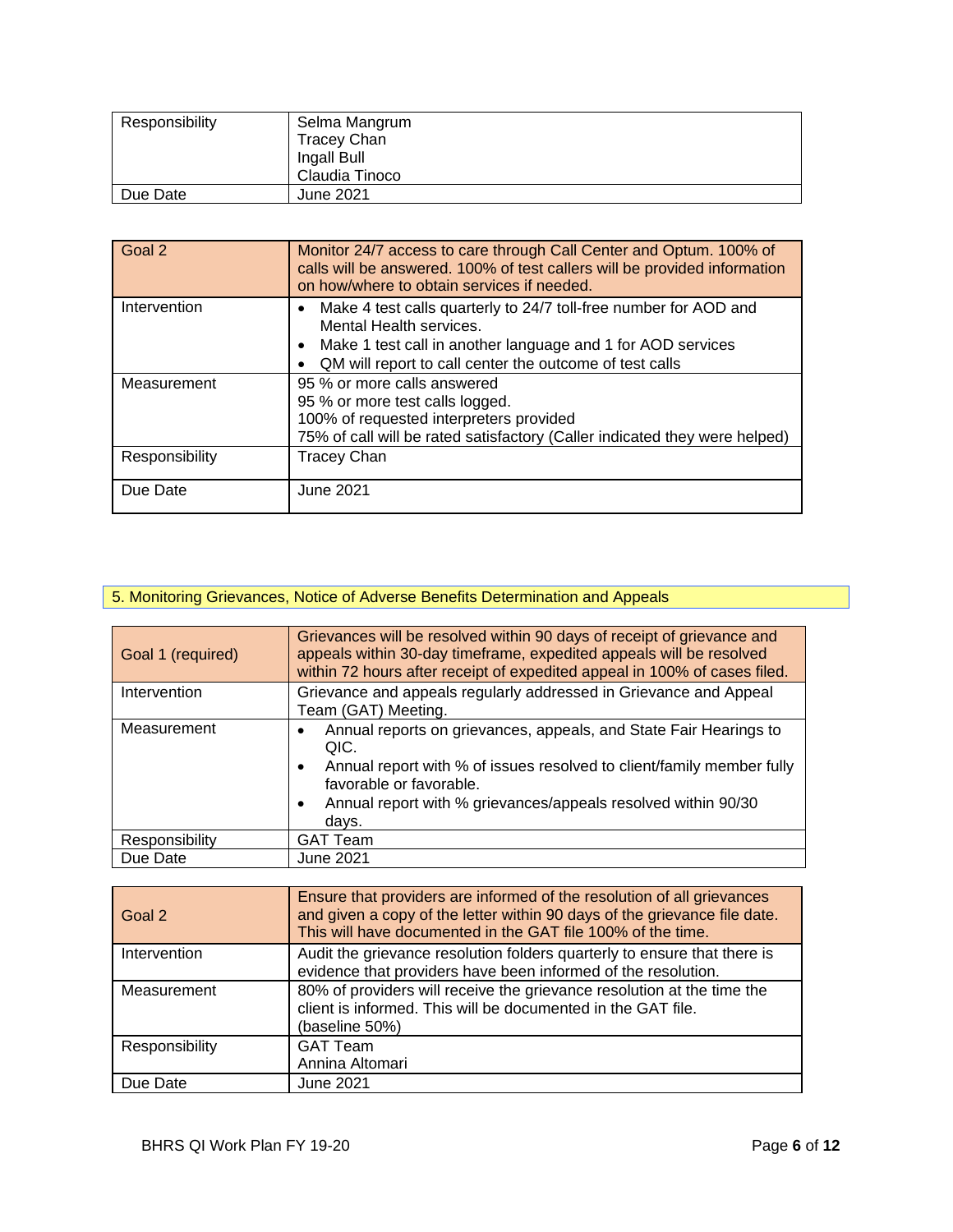| | |
|---|---|
| Responsibility | Selma Mangrum<br>Tracey Chan<br>Ingall Bull<br>Claudia Tinoco |
| Due Date | June 2021 |

| Goal 2 | Monitor 24/7 access to care through Call Center and Optum. 100% of calls will be answered. 100% of test callers will be provided information on how/where to obtain services if needed. |
|---|---|
| Intervention | • Make 4 test calls quarterly to 24/7 toll-free number for AOD and Mental Health services.<br>• Make 1 test call in another language and 1 for AOD services<br>• QM will report to call center the outcome of test calls |
| Measurement | 95 % or more calls answered<br>95 % or more test calls logged.<br>100% of requested interpreters provided<br>75% of call will be rated satisfactory (Caller indicated they were helped) |
| Responsibility | Tracey Chan |
| Due Date | June 2021 |

## 5. Monitoring Grievances, Notice of Adverse Benefits Determination and Appeals

| Goal 1 (required) | Grievances will be resolved within 90 days of receipt of grievance and appeals within 30-day timeframe, expedited appeals will be resolved within 72 hours after receipt of expedited appeal in 100% of cases filed. |
|---|---|
| Intervention | Grievance and appeals regularly addressed in Grievance and Appeal Team (GAT) Meeting. |
| Measurement | • Annual reports on grievances, appeals, and State Fair Hearings to QIC.<br>• Annual report with % of issues resolved to client/family member fully favorable or favorable.<br>• Annual report with % grievances/appeals resolved within 90/30 days. |
| Responsibility | GAT Team |
| Due Date | June 2021 |

| Goal 2 | Ensure that providers are informed of the resolution of all grievances and given a copy of the letter within 90 days of the grievance file date. This will have documented in the GAT file 100% of the time. |
|---|---|
| Intervention | Audit the grievance resolution folders quarterly to ensure that there is evidence that providers have been informed of the resolution. |
| Measurement | 80% of providers will receive the grievance resolution at the time the client is informed. This will be documented in the GAT file.<br>(baseline 50%) |
| Responsibility | GAT Team<br>Annina Altomari |
| Due Date | June 2021 |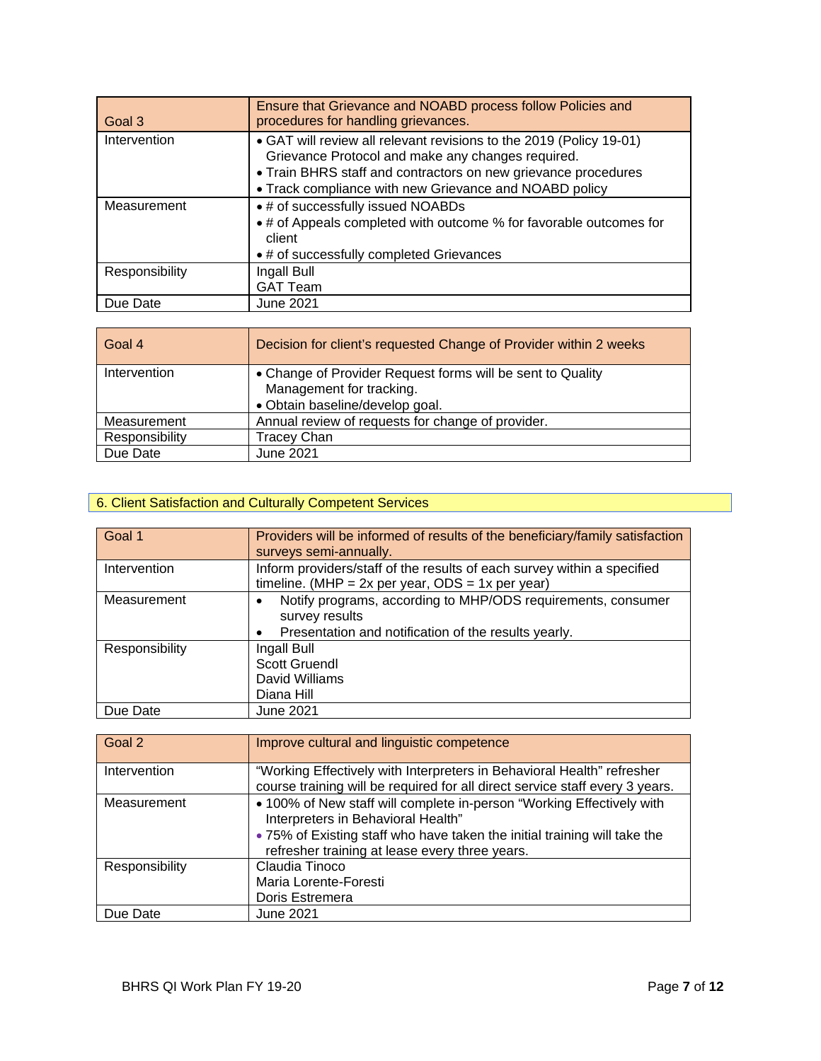| Goal 3 | Ensure that Grievance and NOABD process follow Policies and procedures for handling grievances. |
|---|---|
| Intervention | • GAT will review all relevant revisions to the 2019 (Policy 19-01) Grievance Protocol and make any changes required.<br>• Train BHRS staff and contractors on new grievance procedures<br>• Track compliance with new Grievance and NOABD policy |
| Measurement | • # of successfully issued NOABDs<br>• # of Appeals completed with outcome % for favorable outcomes for client<br>• # of successfully completed Grievances |
| Responsibility | Ingall Bull<br>GAT Team |
| Due Date | June 2021 |

| Goal 4 | Decision for client's requested Change of Provider within 2 weeks |
|---|---|
| Intervention | • Change of Provider Request forms will be sent to Quality Management for tracking.<br>• Obtain baseline/develop goal. |
| Measurement | Annual review of requests for change of provider. |
| Responsibility | Tracey Chan |
| Due Date | June 2021 |

## 6. Client Satisfaction and Culturally Competent Services

| Goal 1 | Providers will be informed of results of the beneficiary/family satisfaction surveys semi-annually. |
|---|---|
| Intervention | Inform providers/staff of the results of each survey within a specified timeline. (MHP = 2x per year, ODS = 1x per year) |
| Measurement | • Notify programs, according to MHP/ODS requirements, consumer survey results<br>• Presentation and notification of the results yearly. |
| Responsibility | Ingall Bull<br>Scott Gruendl<br>David Williams<br>Diana Hill |
| Due Date | June 2021 |

| Goal 2 | Improve cultural and linguistic competence |
|---|---|
| Intervention | "Working Effectively with Interpreters in Behavioral Health" refresher course training will be required for all direct service staff every 3 years. |
| Measurement | • 100% of New staff will complete in-person "Working Effectively with Interpreters in Behavioral Health"<br>• 75% of Existing staff who have taken the initial training will take the refresher training at lease every three years. |
| Responsibility | Claudia Tinoco<br>Maria Lorente-Foresti<br>Doris Estremera |
| Due Date | June 2021 |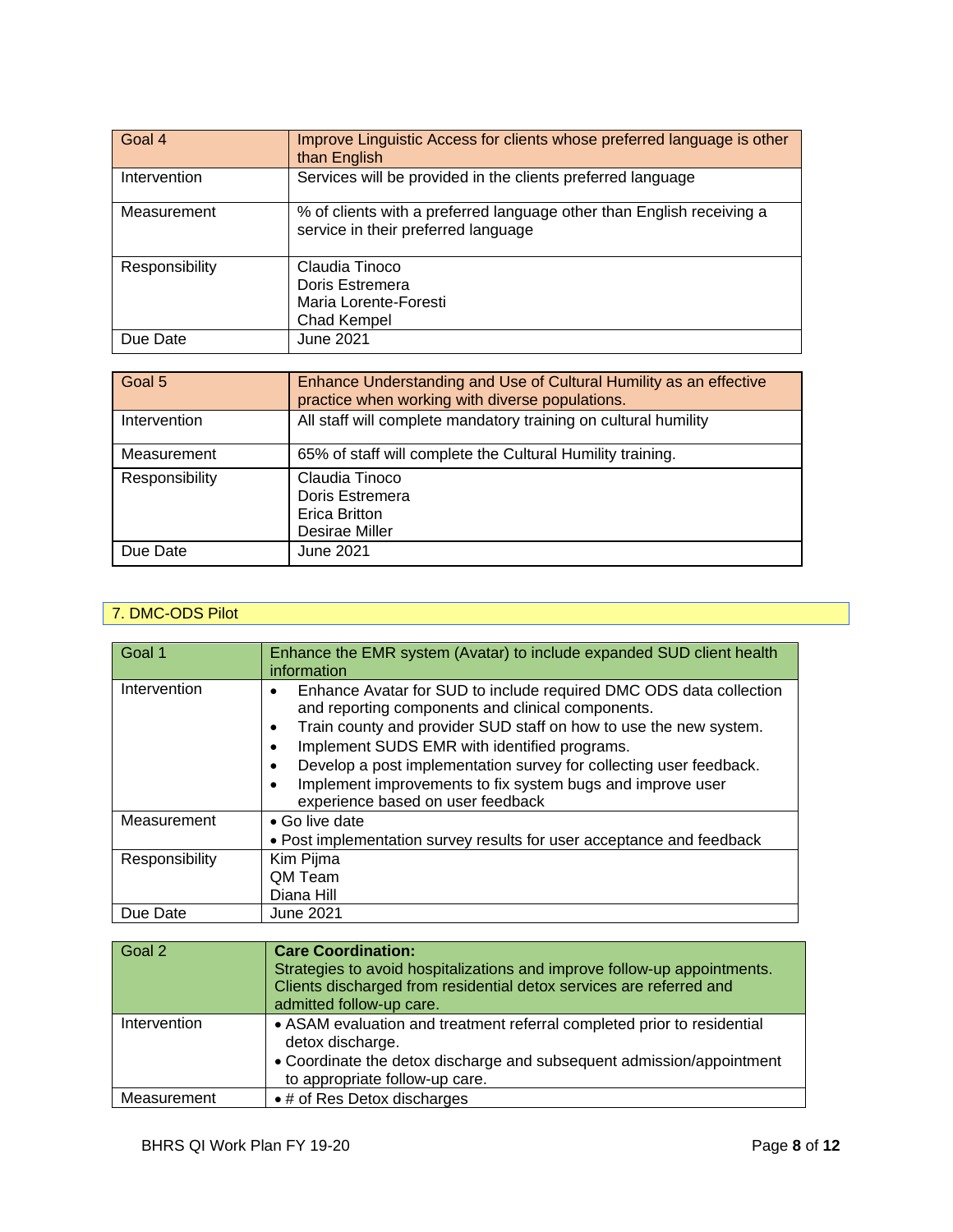| Goal 4 | Improve Linguistic Access for clients whose preferred language is other than English |
| --- | --- |
| Intervention | Services will be provided in the clients preferred language |
| Measurement | % of clients with a preferred language other than English receiving a service in their preferred language |
| Responsibility | Claudia Tinoco<br>Doris Estremera<br>Maria Lorente-Foresti<br>Chad Kempel |
| Due Date | June 2021 |

| Goal 5 | Enhance Understanding and Use of Cultural Humility as an effective practice when working with diverse populations. |
| --- | --- |
| Intervention | All staff will complete mandatory training on cultural humility |
| Measurement | 65% of staff will complete the Cultural Humility training. |
| Responsibility | Claudia Tinoco<br>Doris Estremera<br>Erica Britton<br>Desirae Miller |
| Due Date | June 2021 |

## 7. DMC-ODS Pilot

| Goal 1 | Enhance the EMR system (Avatar) to include expanded SUD client health information |
| --- | --- |
| Intervention | • Enhance Avatar for SUD to include required DMC ODS data collection and reporting components and clinical components.<br>• Train county and provider SUD staff on how to use the new system.<br>• Implement SUDS EMR with identified programs.<br>• Develop a post implementation survey for collecting user feedback.<br>• Implement improvements to fix system bugs and improve user experience based on user feedback |
| Measurement | • Go live date<br>• Post implementation survey results for user acceptance and feedback |
| Responsibility | Kim Pijma<br>QM Team<br>Diana Hill |
| Due Date | June 2021 |

| Goal 2 | **Care Coordination:**<br>Strategies to avoid hospitalizations and improve follow-up appointments. Clients discharged from residential detox services are referred and admitted follow-up care. |
| --- | --- |
| Intervention | • ASAM evaluation and treatment referral completed prior to residential detox discharge.<br>• Coordinate the detox discharge and subsequent admission/appointment to appropriate follow-up care. |
| Measurement | • # of Res Detox discharges |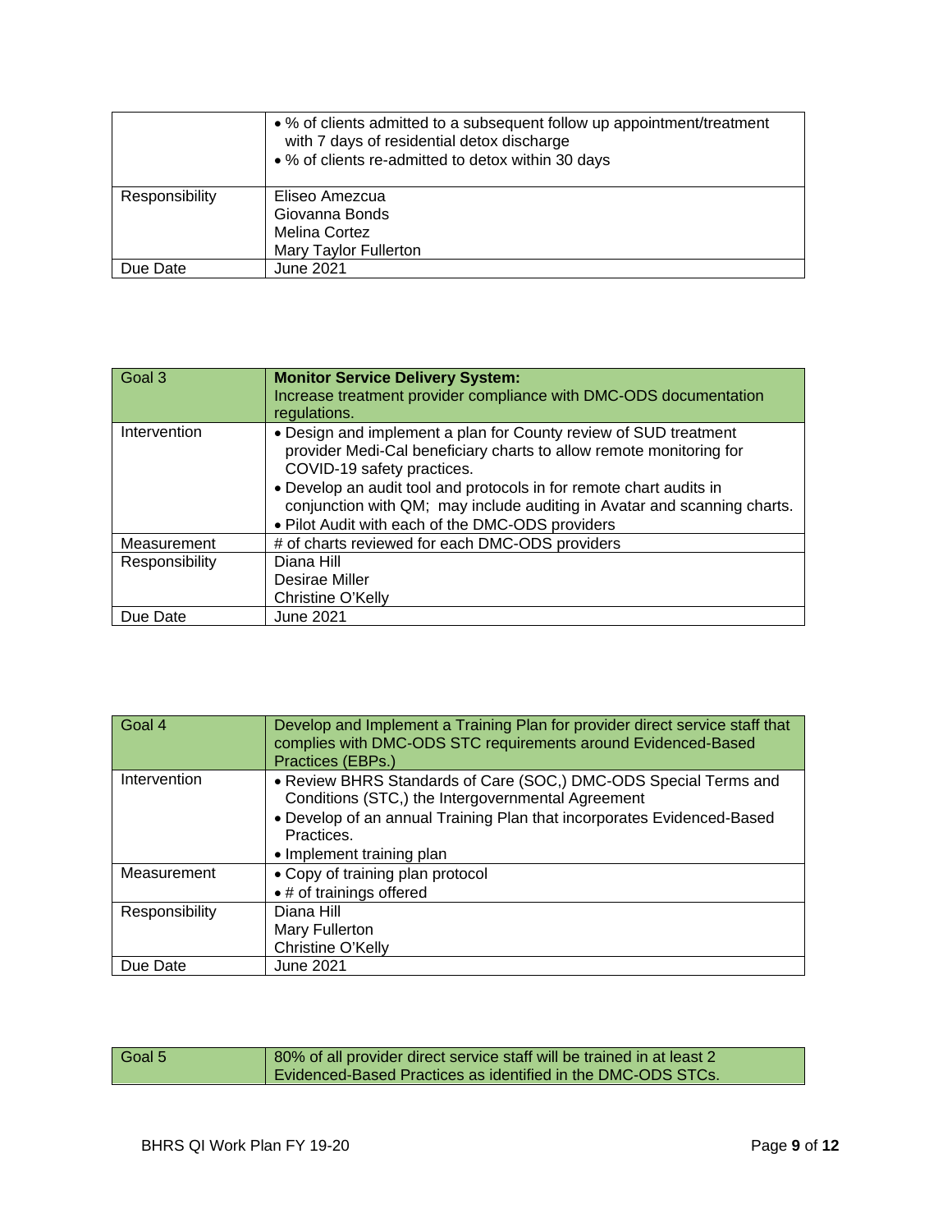| | |
|---|---|
| | • % of clients admitted to a subsequent follow up appointment/treatment with 7 days of residential detox discharge<br>• % of clients re-admitted to detox within 30 days |
| Responsibility | Eliseo Amezcua<br>Giovanna Bonds<br>Melina Cortez<br>Mary Taylor Fullerton |
| Due Date | June 2021 |

| Goal 3 | **Monitor Service Delivery System:**<br>Increase treatment provider compliance with DMC-ODS documentation regulations. |
|---|---|
| Intervention | • Design and implement a plan for County review of SUD treatment provider Medi-Cal beneficiary charts to allow remote monitoring for COVID-19 safety practices.<br>• Develop an audit tool and protocols in for remote chart audits in conjunction with QM; may include auditing in Avatar and scanning charts.<br>• Pilot Audit with each of the DMC-ODS providers |
| Measurement | # of charts reviewed for each DMC-ODS providers |
| Responsibility | Diana Hill<br>Desirae Miller<br>Christine O'Kelly |
| Due Date | June 2021 |

| Goal 4 | Develop and Implement a Training Plan for provider direct service staff that complies with DMC-ODS STC requirements around Evidenced-Based Practices (EBPs.) |
|---|---|
| Intervention | • Review BHRS Standards of Care (SOC,) DMC-ODS Special Terms and Conditions (STC,) the Intergovernmental Agreement<br>• Develop of an annual Training Plan that incorporates Evidenced-Based Practices.<br>• Implement training plan |
| Measurement | • Copy of training plan protocol<br>• # of trainings offered |
| Responsibility | Diana Hill<br>Mary Fullerton<br>Christine O'Kelly |
| Due Date | June 2021 |

| Goal 5 | 80% of all provider direct service staff will be trained in at least 2 Evidenced-Based Practices as identified in the DMC-ODS STCs. |
|---|---|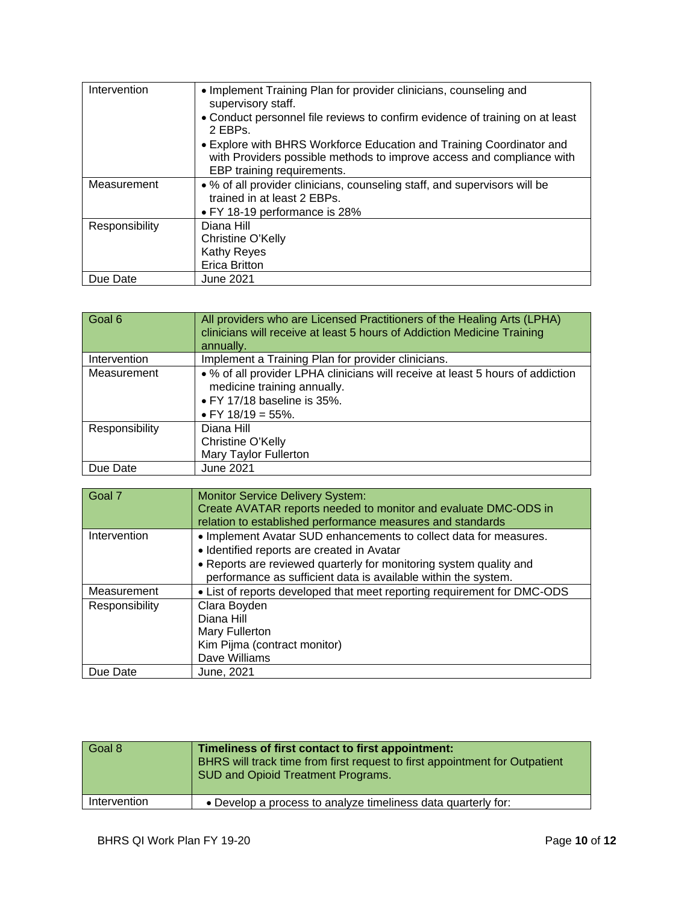| | |
|---|---|
| Intervention | • Implement Training Plan for provider clinicians, counseling and supervisory staff.<br>• Conduct personnel file reviews to confirm evidence of training on at least 2 EBPs.<br>• Explore with BHRS Workforce Education and Training Coordinator and with Providers possible methods to improve access and compliance with EBP training requirements. |
| Measurement | • % of all provider clinicians, counseling staff, and supervisors will be trained in at least 2 EBPs.<br>• FY 18-19 performance is 28% |
| Responsibility | Diana Hill<br>Christine O'Kelly<br>Kathy Reyes<br>Erica Britton |
| Due Date | June 2021 |

| Goal 6 | All providers who are Licensed Practitioners of the Healing Arts (LPHA) clinicians will receive at least 5 hours of Addiction Medicine Training annually. |
|---|---|
| Intervention | Implement a Training Plan for provider clinicians. |
| Measurement | • % of all provider LPHA clinicians will receive at least 5 hours of addiction medicine training annually.<br>• FY 17/18 baseline is 35%.<br>• FY 18/19 = 55%. |
| Responsibility | Diana Hill<br>Christine O'Kelly<br>Mary Taylor Fullerton |
| Due Date | June 2021 |

| Goal 7 | Monitor Service Delivery System:<br>Create AVATAR reports needed to monitor and evaluate DMC-ODS in relation to established performance measures and standards |
|---|---|
| Intervention | • Implement Avatar SUD enhancements to collect data for measures.<br>• Identified reports are created in Avatar<br>• Reports are reviewed quarterly for monitoring system quality and performance as sufficient data is available within the system. |
| Measurement | • List of reports developed that meet reporting requirement for DMC-ODS |
| Responsibility | Clara Boyden<br>Diana Hill<br>Mary Fullerton<br>Kim Pijma (contract monitor)<br>Dave Williams |
| Due Date | June, 2021 |

| Goal 8 | **Timeliness of first contact to first appointment:**<br>BHRS will track time from first request to first appointment for Outpatient SUD and Opioid Treatment Programs. |
|---|---|
| Intervention | • Develop a process to analyze timeliness data quarterly for: |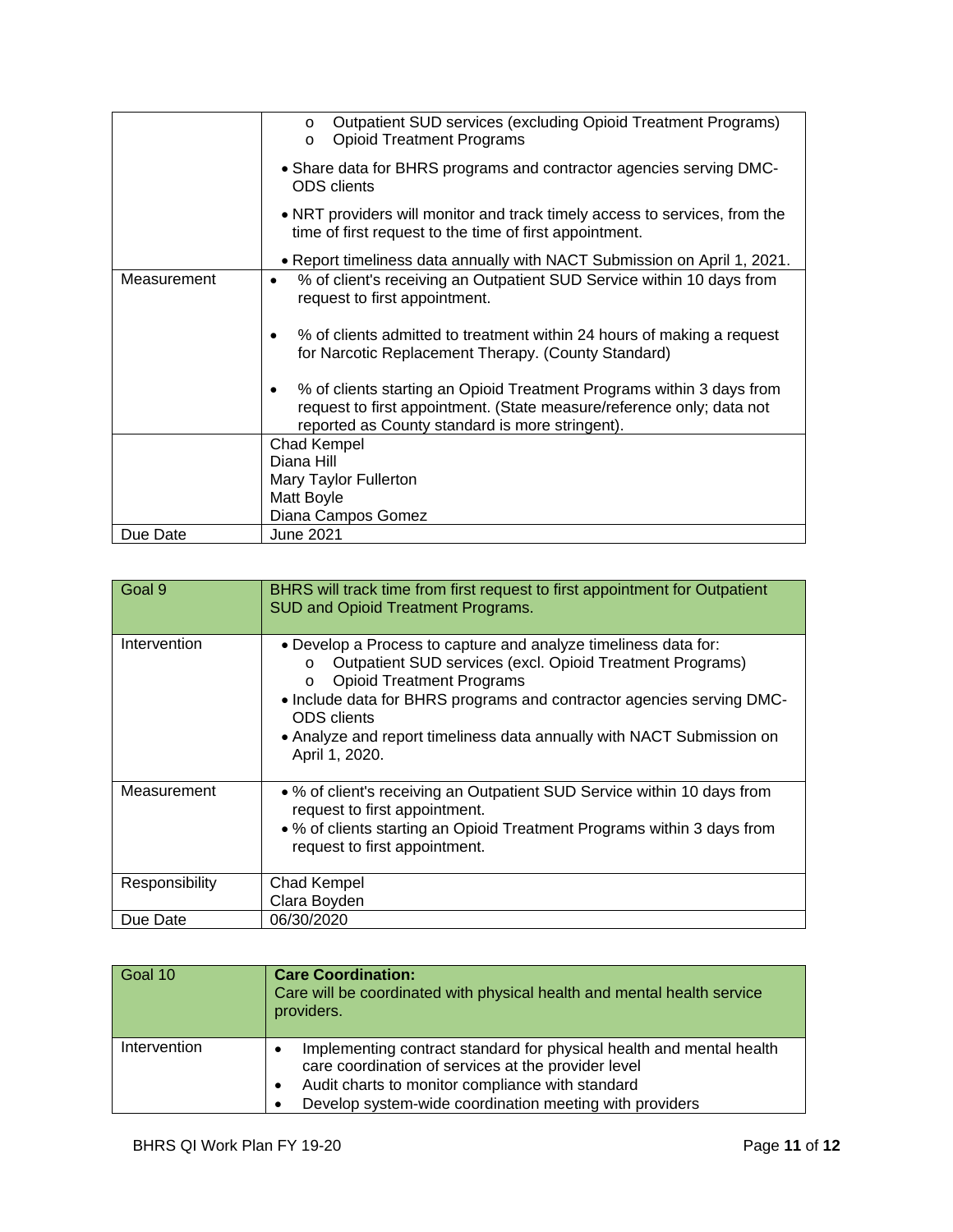|  |  |
|---|---|
|  | o Outpatient SUD services (excluding Opioid Treatment Programs)<br>o Opioid Treatment Programs<br>• Share data for BHRS programs and contractor agencies serving DMC-ODS clients<br>• NRT providers will monitor and track timely access to services, from the time of first request to the time of first appointment.<br>• Report timeliness data annually with NACT Submission on April 1, 2021. |
| Measurement | • % of client's receiving an Outpatient SUD Service within 10 days from request to first appointment.<br>• % of clients admitted to treatment within 24 hours of making a request for Narcotic Replacement Therapy. (County Standard)<br>• % of clients starting an Opioid Treatment Programs within 3 days from request to first appointment. (State measure/reference only; data not reported as County standard is more stringent). |
|  | Chad Kempel<br>Diana Hill<br>Mary Taylor Fullerton<br>Matt Boyle<br>Diana Campos Gomez |
| Due Date | June 2021 |

| Goal 9 | BHRS will track time from first request to first appointment for Outpatient SUD and Opioid Treatment Programs. |
|---|---|
| Intervention | • Develop a Process to capture and analyze timeliness data for:<br>o Outpatient SUD services (excl. Opioid Treatment Programs)<br>o Opioid Treatment Programs<br>• Include data for BHRS programs and contractor agencies serving DMC-ODS clients<br>• Analyze and report timeliness data annually with NACT Submission on April 1, 2020. |
| Measurement | • % of client's receiving an Outpatient SUD Service within 10 days from request to first appointment.<br>• % of clients starting an Opioid Treatment Programs within 3 days from request to first appointment. |
| Responsibility | Chad Kempel<br>Clara Boyden |
| Due Date | 06/30/2020 |

| Goal 10 | **Care Coordination:**<br>Care will be coordinated with physical health and mental health service providers. |
|---|---|
| Intervention | • Implementing contract standard for physical health and mental health care coordination of services at the provider level<br>• Audit charts to monitor compliance with standard<br>• Develop system-wide coordination meeting with providers |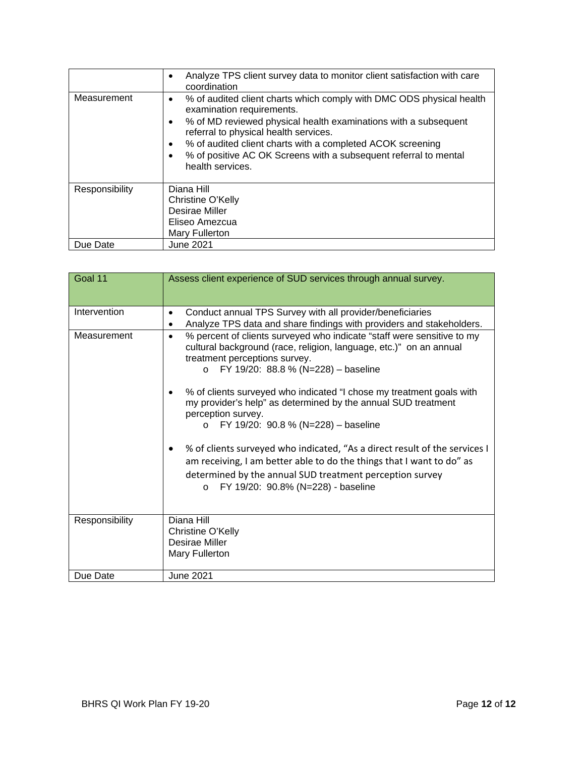| | |
|---|---|
| | • Analyze TPS client survey data to monitor client satisfaction with care coordination |
| Measurement | • % of audited client charts which comply with DMC ODS physical health examination requirements.<br>• % of MD reviewed physical health examinations with a subsequent referral to physical health services.<br>• % of audited client charts with a completed ACOK screening<br>• % of positive AC OK Screens with a subsequent referral to mental health services. |
| Responsibility | Diana Hill<br>Christine O'Kelly<br>Desirae Miller<br>Eliseo Amezcua<br>Mary Fullerton |
| Due Date | June 2021 |

| Goal 11 | Assess client experience of SUD services through annual survey. |
|---|---|
| Intervention | • Conduct annual TPS Survey with all provider/beneficiaries<br>• Analyze TPS data and share findings with providers and stakeholders. |
| Measurement | • % percent of clients surveyed who indicate "staff were sensitive to my cultural background (race, religion, language, etc.)" on an annual treatment perceptions survey.<br>  o FY 19/20: 88.8 % (N=228) – baseline<br><br>• % of clients surveyed who indicated "I chose my treatment goals with my provider's help" as determined by the annual SUD treatment perception survey.<br>  o FY 19/20: 90.8 % (N=228) – baseline<br><br>• % of clients surveyed who indicated, "As a direct result of the services I am receiving, I am better able to do the things that I want to do" as determined by the annual SUD treatment perception survey<br>  o FY 19/20: 90.8% (N=228) - baseline |
| Responsibility | Diana Hill<br>Christine O'Kelly<br>Desirae Miller<br>Mary Fullerton |
| Due Date | June 2021 |